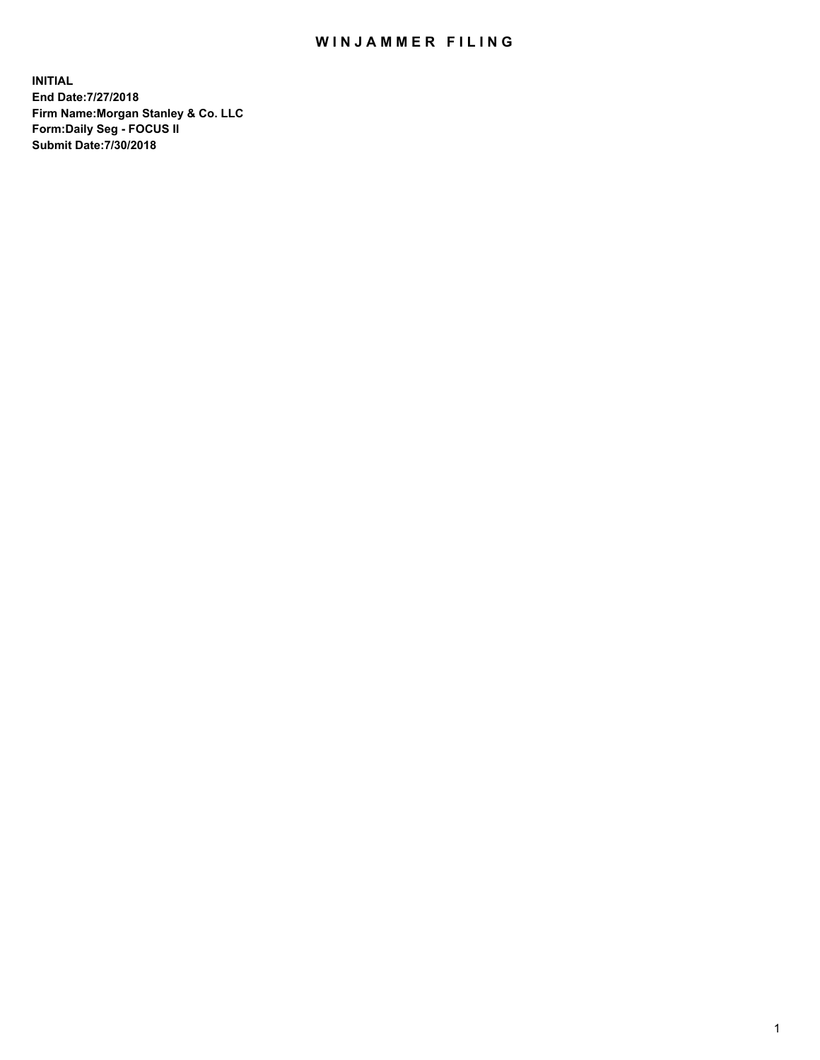# WINJAMMER FILING

**INITIAL**
**End Date:7/27/2018**
**Firm Name:Morgan Stanley & Co. LLC**
**Form:Daily Seg - FOCUS II**
**Submit Date:7/30/2018**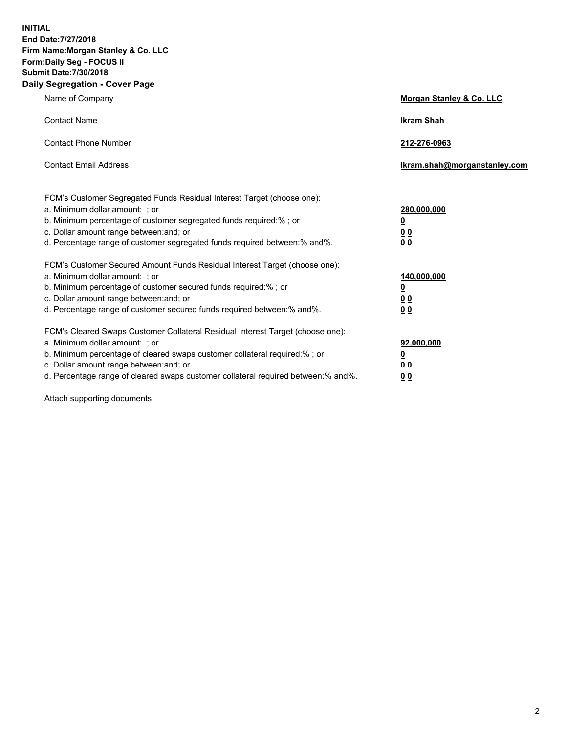**INITIAL**
**End Date:7/27/2018**
**Firm Name:Morgan Stanley & Co. LLC**
**Form:Daily Seg - FOCUS II**
**Submit Date:7/30/2018**

## Daily Segregation - Cover Page

| | |
|---|---|
| Name of Company | **Morgan Stanley & Co. LLC** |
| Contact Name | **Ikram Shah** |
| Contact Phone Number | **212-276-0963** |
| Contact Email Address | **Ikram.shah@morganstanley.com** |

| | |
|---|---|
| FCM's Customer Segregated Funds Residual Interest Target (choose one): | |
| a. Minimum dollar amount: ; or | **280,000,000** |
| b. Minimum percentage of customer segregated funds required:% ; or | **0** |
| c. Dollar amount range between:and; or | **0 0** |
| d. Percentage range of customer segregated funds required between:% and%. | **0 0** |
| FCM's Customer Secured Amount Funds Residual Interest Target (choose one): | |
| a. Minimum dollar amount: ; or | **140,000,000** |
| b. Minimum percentage of customer secured funds required:% ; or | **0** |
| c. Dollar amount range between:and; or | **0 0** |
| d. Percentage range of customer secured funds required between:% and%. | **0 0** |
| FCM's Cleared Swaps Customer Collateral Residual Interest Target (choose one): | |
| a. Minimum dollar amount: ; or | **92,000,000** |
| b. Minimum percentage of cleared swaps customer collateral required:% ; or | **0** |
| c. Dollar amount range between:and; or | **0 0** |
| d. Percentage range of cleared swaps customer collateral required between:% and%. | **0 0** |

Attach supporting documents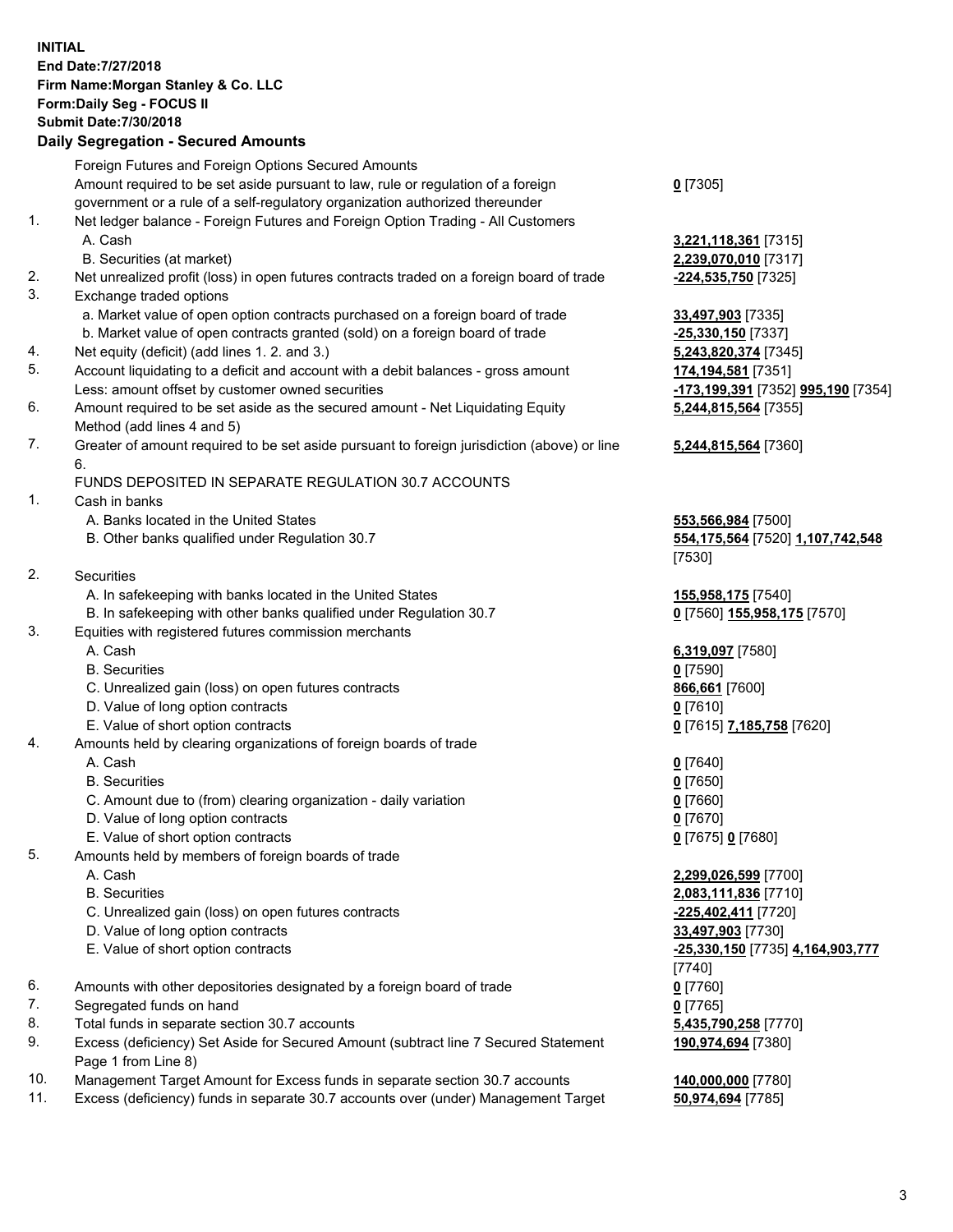**INITIAL**
**End Date:7/27/2018**
**Firm Name:Morgan Stanley & Co. LLC**
**Form:Daily Seg - FOCUS II**
**Submit Date:7/30/2018**

## Daily Segregation - Secured Amounts

| | | |
|---|---|---|
| | Foreign Futures and Foreign Options Secured Amounts | |
| | Amount required to be set aside pursuant to law, rule or regulation of a foreign government or a rule of a self-regulatory organization authorized thereunder | **0** [7305] |
| 1. | Net ledger balance - Foreign Futures and Foreign Option Trading - All Customers | |
| | A. Cash | **3,221,118,361** [7315] |
| | B. Securities (at market) | **2,239,070,010** [7317] |
| 2. | Net unrealized profit (loss) in open futures contracts traded on a foreign board of trade | **-224,535,750** [7325] |
| 3. | Exchange traded options | |
| | a. Market value of open option contracts purchased on a foreign board of trade | **33,497,903** [7335] |
| | b. Market value of open contracts granted (sold) on a foreign board of trade | **-25,330,150** [7337] |
| 4. | Net equity (deficit) (add lines 1. 2. and 3.) | **5,243,820,374** [7345] |
| 5. | Account liquidating to a deficit and account with a debit balances - gross amount | **174,194,581** [7351] |
| | Less: amount offset by customer owned securities | **-173,199,391** [7352] **995,190** [7354] |
| 6. | Amount required to be set aside as the secured amount - Net Liquidating Equity Method (add lines 4 and 5) | **5,244,815,564** [7355] |
| 7. | Greater of amount required to be set aside pursuant to foreign jurisdiction (above) or line 6. | **5,244,815,564** [7360] |
| | FUNDS DEPOSITED IN SEPARATE REGULATION 30.7 ACCOUNTS | |
| 1. | Cash in banks | |
| | A. Banks located in the United States | **553,566,984** [7500] |
| | B. Other banks qualified under Regulation 30.7 | **554,175,564** [7520] **1,107,742,548** [7530] |
| 2. | Securities | |
| | A. In safekeeping with banks located in the United States | **155,958,175** [7540] |
| | B. In safekeeping with other banks qualified under Regulation 30.7 | **0** [7560] **155,958,175** [7570] |
| 3. | Equities with registered futures commission merchants | |
| | A. Cash | **6,319,097** [7580] |
| | B. Securities | **0** [7590] |
| | C. Unrealized gain (loss) on open futures contracts | **866,661** [7600] |
| | D. Value of long option contracts | **0** [7610] |
| | E. Value of short option contracts | **0** [7615] **7,185,758** [7620] |
| 4. | Amounts held by clearing organizations of foreign boards of trade | |
| | A. Cash | **0** [7640] |
| | B. Securities | **0** [7650] |
| | C. Amount due to (from) clearing organization - daily variation | **0** [7660] |
| | D. Value of long option contracts | **0** [7670] |
| | E. Value of short option contracts | **0** [7675] **0** [7680] |
| 5. | Amounts held by members of foreign boards of trade | |
| | A. Cash | **2,299,026,599** [7700] |
| | B. Securities | **2,083,111,836** [7710] |
| | C. Unrealized gain (loss) on open futures contracts | **-225,402,411** [7720] |
| | D. Value of long option contracts | **33,497,903** [7730] |
| | E. Value of short option contracts | **-25,330,150** [7735] **4,164,903,777** [7740] |
| 6. | Amounts with other depositories designated by a foreign board of trade | **0** [7760] |
| 7. | Segregated funds on hand | **0** [7765] |
| 8. | Total funds in separate section 30.7 accounts | **5,435,790,258** [7770] |
| 9. | Excess (deficiency) Set Aside for Secured Amount (subtract line 7 Secured Statement Page 1 from Line 8) | **190,974,694** [7380] |
| 10. | Management Target Amount for Excess funds in separate section 30.7 accounts | **140,000,000** [7780] |
| 11. | Excess (deficiency) funds in separate 30.7 accounts over (under) Management Target | **50,974,694** [7785] |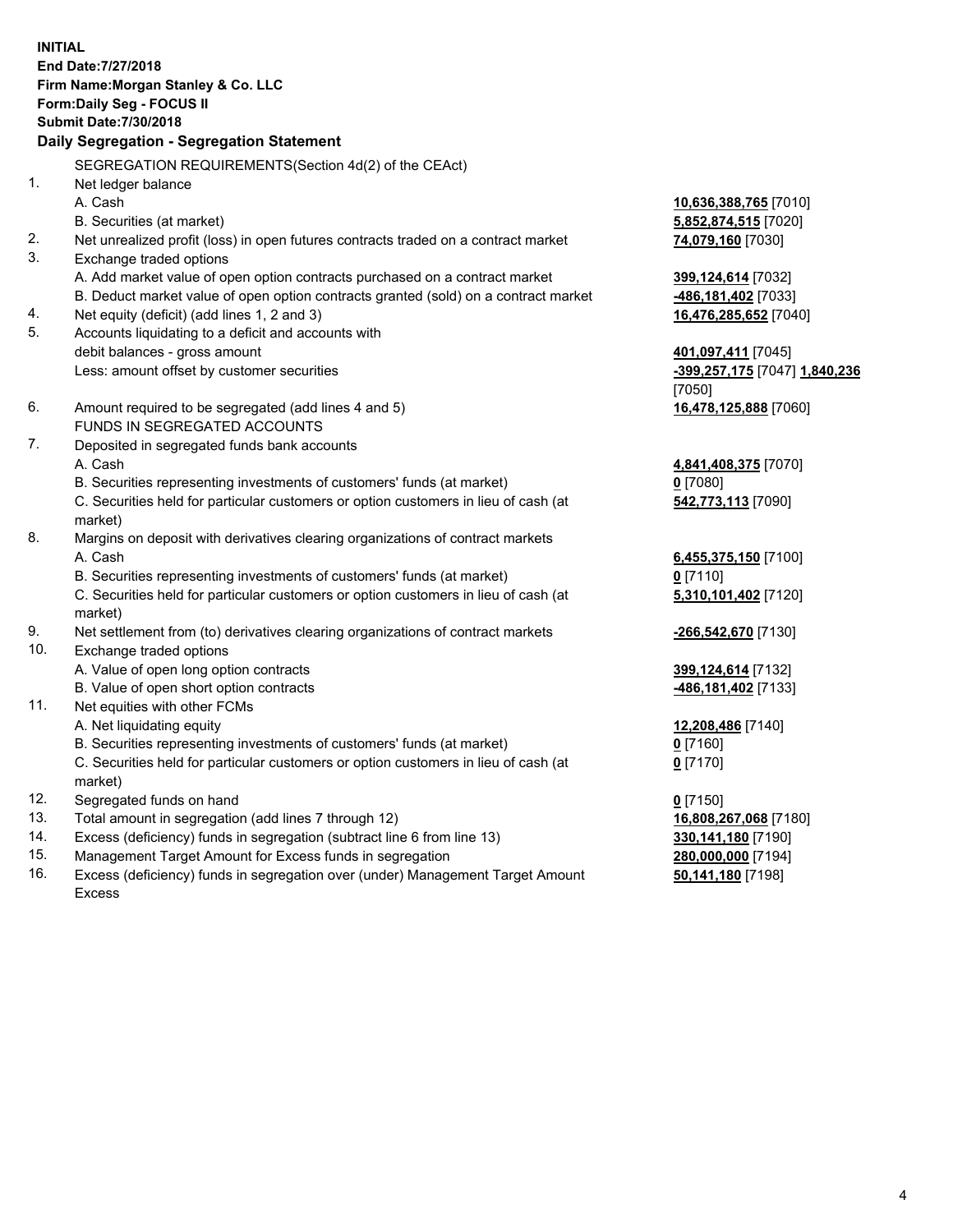**INITIAL**
**End Date:7/27/2018**
**Firm Name:Morgan Stanley & Co. LLC**
**Form:Daily Seg - FOCUS II**
**Submit Date:7/30/2018**

**Daily Segregation - Segregation Statement**

SEGREGATION REQUIREMENTS(Section 4d(2) of the CEAct)

| | | |
|---|---|---|
| 1. | Net ledger balance | |
| | A. Cash | **10,636,388,765** [7010] |
| | B. Securities (at market) | **5,852,874,515** [7020] |
| 2. | Net unrealized profit (loss) in open futures contracts traded on a contract market | **74,079,160** [7030] |
| 3. | Exchange traded options | |
| | A. Add market value of open option contracts purchased on a contract market | **399,124,614** [7032] |
| | B. Deduct market value of open option contracts granted (sold) on a contract market | **-486,181,402** [7033] |
| 4. | Net equity (deficit) (add lines 1, 2 and 3) | **16,476,285,652** [7040] |
| 5. | Accounts liquidating to a deficit and accounts with debit balances - gross amount | **401,097,411** [7045] |
| | Less: amount offset by customer securities | **-399,257,175** [7047] **1,840,236** [7050] |
| 6. | Amount required to be segregated (add lines 4 and 5) | **16,478,125,888** [7060] |
| | FUNDS IN SEGREGATED ACCOUNTS | |
| 7. | Deposited in segregated funds bank accounts | |
| | A. Cash | **4,841,408,375** [7070] |
| | B. Securities representing investments of customers' funds (at market) | **0** [7080] |
| | C. Securities held for particular customers or option customers in lieu of cash (at market) | **542,773,113** [7090] |
| 8. | Margins on deposit with derivatives clearing organizations of contract markets | |
| | A. Cash | **6,455,375,150** [7100] |
| | B. Securities representing investments of customers' funds (at market) | **0** [7110] |
| | C. Securities held for particular customers or option customers in lieu of cash (at market) | **5,310,101,402** [7120] |
| 9. | Net settlement from (to) derivatives clearing organizations of contract markets | **-266,542,670** [7130] |
| 10. | Exchange traded options | |
| | A. Value of open long option contracts | **399,124,614** [7132] |
| | B. Value of open short option contracts | **-486,181,402** [7133] |
| 11. | Net equities with other FCMs | |
| | A. Net liquidating equity | **12,208,486** [7140] |
| | B. Securities representing investments of customers' funds (at market) | **0** [7160] |
| | C. Securities held for particular customers or option customers in lieu of cash (at market) | **0** [7170] |
| 12. | Segregated funds on hand | **0** [7150] |
| 13. | Total amount in segregation (add lines 7 through 12) | **16,808,267,068** [7180] |
| 14. | Excess (deficiency) funds in segregation (subtract line 6 from line 13) | **330,141,180** [7190] |
| 15. | Management Target Amount for Excess funds in segregation | **280,000,000** [7194] |
| 16. | Excess (deficiency) funds in segregation over (under) Management Target Amount Excess | **50,141,180** [7198] |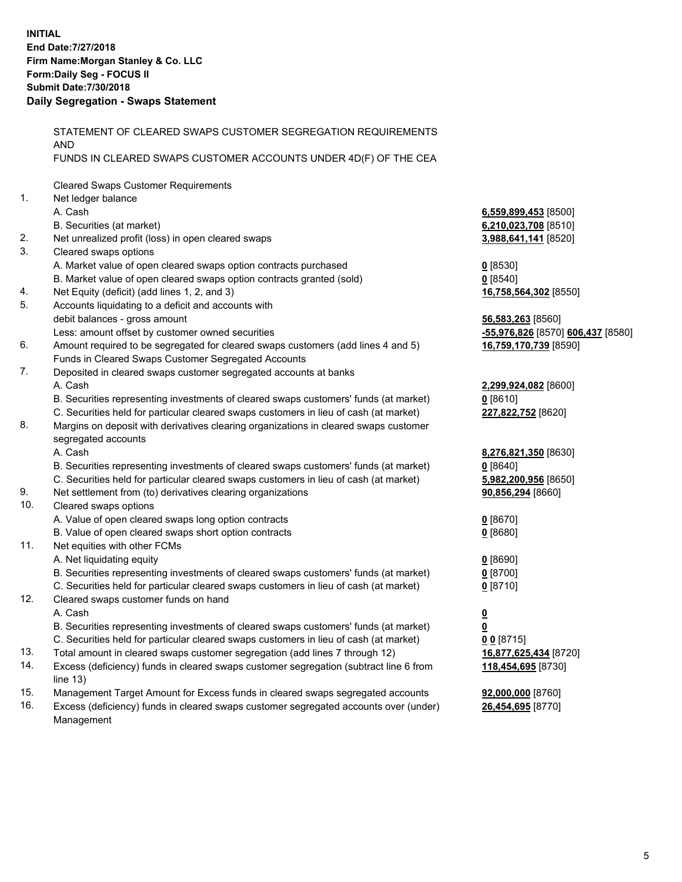**INITIAL**
**End Date:7/27/2018**
**Firm Name:Morgan Stanley & Co. LLC**
**Form:Daily Seg - FOCUS II**
**Submit Date:7/30/2018**
**Daily Segregation - Swaps Statement**

STATEMENT OF CLEARED SWAPS CUSTOMER SEGREGATION REQUIREMENTS AND FUNDS IN CLEARED SWAPS CUSTOMER ACCOUNTS UNDER 4D(F) OF THE CEA

| | | |
|---|---|---|
| | Cleared Swaps Customer Requirements | |
| 1. | Net ledger balance | |
| | A. Cash | **6,559,899,453** [8500] |
| | B. Securities (at market) | **6,210,023,708** [8510] |
| 2. | Net unrealized profit (loss) in open cleared swaps | **3,988,641,141** [8520] |
| 3. | Cleared swaps options | |
| | A. Market value of open cleared swaps option contracts purchased | **0** [8530] |
| | B. Market value of open cleared swaps option contracts granted (sold) | **0** [8540] |
| 4. | Net Equity (deficit) (add lines 1, 2, and 3) | **16,758,564,302** [8550] |
| 5. | Accounts liquidating to a deficit and accounts with debit balances - gross amount | **56,583,263** [8560] |
| | Less: amount offset by customer owned securities | **-55,976,826** [8570] **606,437** [8580] |
| 6. | Amount required to be segregated for cleared swaps customers (add lines 4 and 5) | **16,759,170,739** [8590] |
| | Funds in Cleared Swaps Customer Segregated Accounts | |
| 7. | Deposited in cleared swaps customer segregated accounts at banks | |
| | A. Cash | **2,299,924,082** [8600] |
| | B. Securities representing investments of cleared swaps customers' funds (at market) | **0** [8610] |
| | C. Securities held for particular cleared swaps customers in lieu of cash (at market) | **227,822,752** [8620] |
| 8. | Margins on deposit with derivatives clearing organizations in cleared swaps customer segregated accounts | |
| | A. Cash | **8,276,821,350** [8630] |
| | B. Securities representing investments of cleared swaps customers' funds (at market) | **0** [8640] |
| | C. Securities held for particular cleared swaps customers in lieu of cash (at market) | **5,982,200,956** [8650] |
| 9. | Net settlement from (to) derivatives clearing organizations | **90,856,294** [8660] |
| 10. | Cleared swaps options | |
| | A. Value of open cleared swaps long option contracts | **0** [8670] |
| | B. Value of open cleared swaps short option contracts | **0** [8680] |
| 11. | Net equities with other FCMs | |
| | A. Net liquidating equity | **0** [8690] |
| | B. Securities representing investments of cleared swaps customers' funds (at market) | **0** [8700] |
| | C. Securities held for particular cleared swaps customers in lieu of cash (at market) | **0** [8710] |
| 12. | Cleared swaps customer funds on hand | |
| | A. Cash | **0** |
| | B. Securities representing investments of cleared swaps customers' funds (at market) | **0** |
| | C. Securities held for particular cleared swaps customers in lieu of cash (at market) | **0** **0** [8715] |
| 13. | Total amount in cleared swaps customer segregation (add lines 7 through 12) | **16,877,625,434** [8720] |
| 14. | Excess (deficiency) funds in cleared swaps customer segregation (subtract line 6 from line 13) | **118,454,695** [8730] |
| 15. | Management Target Amount for Excess funds in cleared swaps segregated accounts | **92,000,000** [8760] |
| 16. | Excess (deficiency) funds in cleared swaps customer segregated accounts over (under) Management | **26,454,695** [8770] |